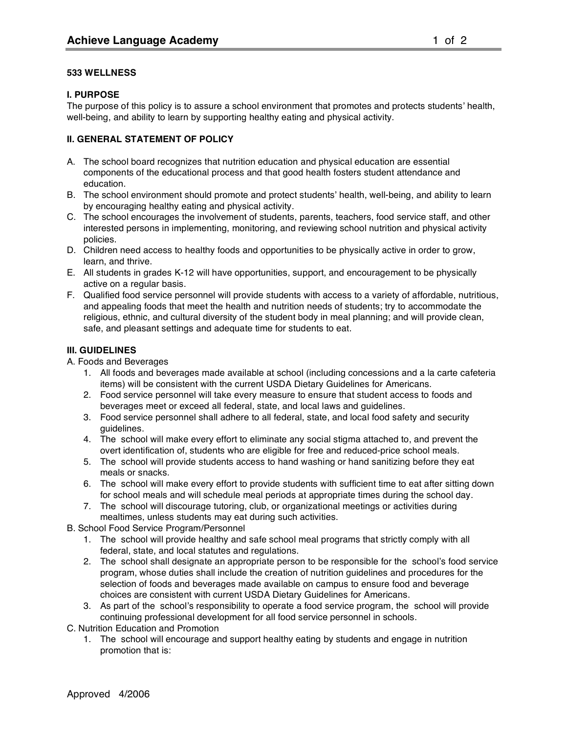## 533 WELLNESS

### I. PURPOSE

The purpose of this policy is to assure a school environment that promotes and protects students' health, well-being, and ability to learn by supporting healthy eating and physical activity.

### II. GENERAL STATEMENT OF POLICY

A. The school board recognizes that nutrition education and physical education are essential components of the educational process and that good health fosters student attendance and education.
B. The school environment should promote and protect students' health, well-being, and ability to learn by encouraging healthy eating and physical activity.
C. The school encourages the involvement of students, parents, teachers, food service staff, and other interested persons in implementing, monitoring, and reviewing school nutrition and physical activity policies.
D. Children need access to healthy foods and opportunities to be physically active in order to grow, learn, and thrive.
E. All students in grades K-12 will have opportunities, support, and encouragement to be physically active on a regular basis.
F. Qualified food service personnel will provide students with access to a variety of affordable, nutritious, and appealing foods that meet the health and nutrition needs of students; try to accommodate the religious, ethnic, and cultural diversity of the student body in meal planning; and will provide clean, safe, and pleasant settings and adequate time for students to eat.

### III. GUIDELINES

A. Foods and Beverages

1. All foods and beverages made available at school (including concessions and a la carte cafeteria items) will be consistent with the current USDA Dietary Guidelines for Americans.
2. Food service personnel will take every measure to ensure that student access to foods and beverages meet or exceed all federal, state, and local laws and guidelines.
3. Food service personnel shall adhere to all federal, state, and local food safety and security guidelines.
4. The school will make every effort to eliminate any social stigma attached to, and prevent the overt identification of, students who are eligible for free and reduced-price school meals.
5. The school will provide students access to hand washing or hand sanitizing before they eat meals or snacks.
6. The school will make every effort to provide students with sufficient time to eat after sitting down for school meals and will schedule meal periods at appropriate times during the school day.
7. The school will discourage tutoring, club, or organizational meetings or activities during mealtimes, unless students may eat during such activities.

B. School Food Service Program/Personnel

1. The school will provide healthy and safe school meal programs that strictly comply with all federal, state, and local statutes and regulations.
2. The school shall designate an appropriate person to be responsible for the school's food service program, whose duties shall include the creation of nutrition guidelines and procedures for the selection of foods and beverages made available on campus to ensure food and beverage choices are consistent with current USDA Dietary Guidelines for Americans.
3. As part of the school's responsibility to operate a food service program, the school will provide continuing professional development for all food service personnel in schools.

C. Nutrition Education and Promotion

1. The school will encourage and support healthy eating by students and engage in nutrition promotion that is:

Approved 4/2006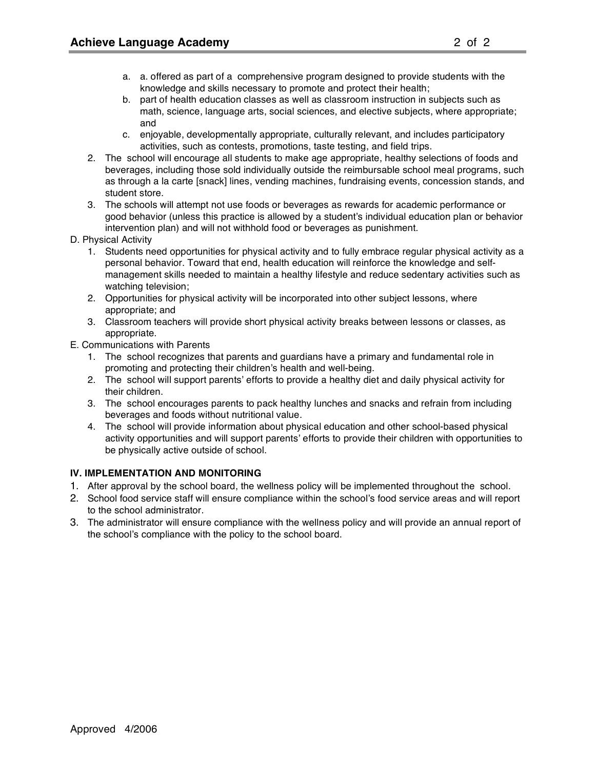a. a. offered as part of a comprehensive program designed to provide students with the knowledge and skills necessary to promote and protect their health;
b. part of health education classes as well as classroom instruction in subjects such as math, science, language arts, social sciences, and elective subjects, where appropriate; and
c. enjoyable, developmentally appropriate, culturally relevant, and includes participatory activities, such as contests, promotions, taste testing, and field trips.

2. The school will encourage all students to make age appropriate, healthy selections of foods and beverages, including those sold individually outside the reimbursable school meal programs, such as through a la carte [snack] lines, vending machines, fundraising events, concession stands, and student store.
3. The schools will attempt not use foods or beverages as rewards for academic performance or good behavior (unless this practice is allowed by a student's individual education plan or behavior intervention plan) and will not withhold food or beverages as punishment.

D. Physical Activity

1. Students need opportunities for physical activity and to fully embrace regular physical activity as a personal behavior. Toward that end, health education will reinforce the knowledge and self-management skills needed to maintain a healthy lifestyle and reduce sedentary activities such as watching television;
2. Opportunities for physical activity will be incorporated into other subject lessons, where appropriate; and
3. Classroom teachers will provide short physical activity breaks between lessons or classes, as appropriate.

E. Communications with Parents

1. The school recognizes that parents and guardians have a primary and fundamental role in promoting and protecting their children's health and well-being.
2. The school will support parents' efforts to provide a healthy diet and daily physical activity for their children.
3. The school encourages parents to pack healthy lunches and snacks and refrain from including beverages and foods without nutritional value.
4. The school will provide information about physical education and other school-based physical activity opportunities and will support parents' efforts to provide their children with opportunities to be physically active outside of school.

**IV. IMPLEMENTATION AND MONITORING**

1. After approval by the school board, the wellness policy will be implemented throughout the school.
2. School food service staff will ensure compliance within the school's food service areas and will report to the school administrator.
3. The administrator will ensure compliance with the wellness policy and will provide an annual report of the school's compliance with the policy to the school board.

Approved 4/2006